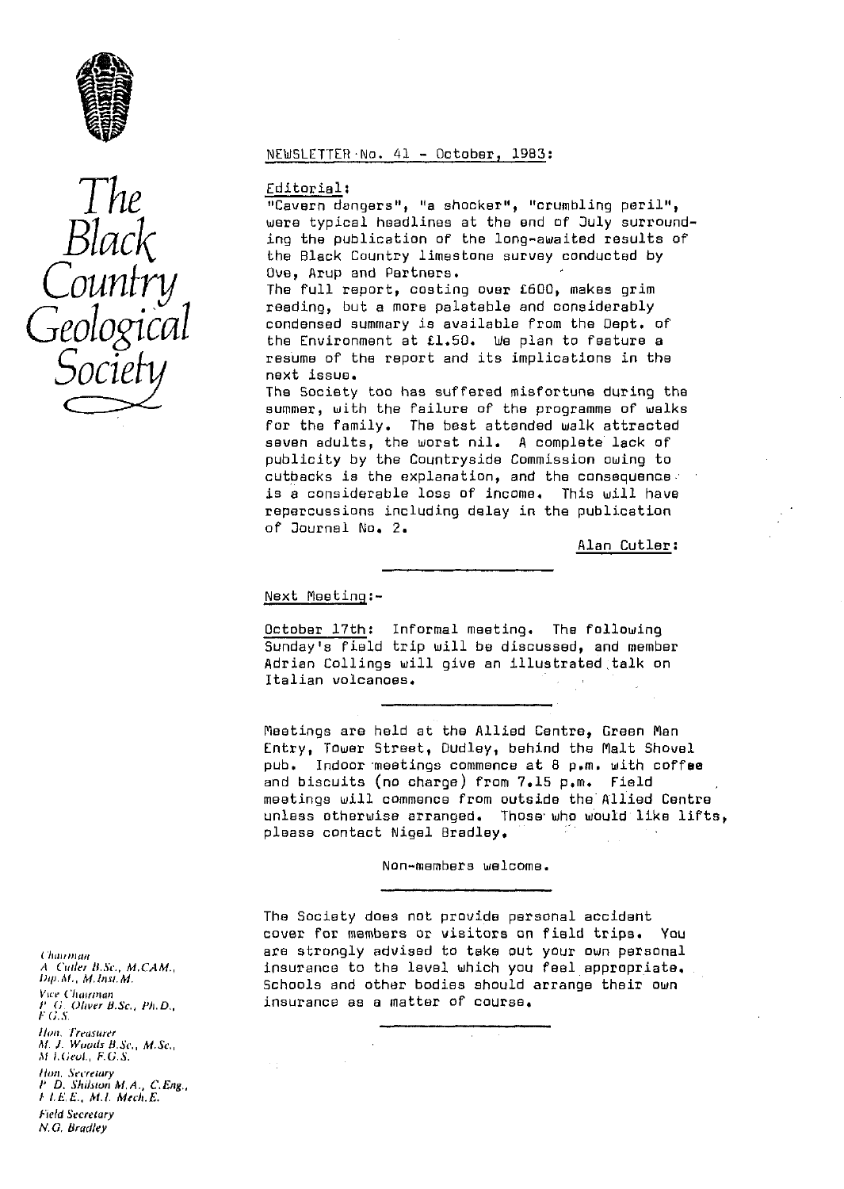# The Black Country Geological Society

NEWSLETTER No. 41 - October, 1983:

## Editorial:

"Cavern dangers", "a shocker", "crumbling peril", were typical headlines at the end of July surrounding the publication of the long-awaited results of the Black Country limestone survey conducted by Ove, Arup and Partners.

The full report, costing over £600, makes grim reading, but a more palatable and considerably condensed summary is available from the Dept. of the Environment at £1.50. We plan to feature a resume of the report and its implications in the next issue.

The Society too has suffered misfortune during the summer, with the failure of the programme of walks for the family. The best attended walk attracted seven adults, the worst nil. A complete lack of publicity by the Countryside Commission owing to cutbacks is the explanation, and the consequence is a considerable loss of income. This will have repercussions including delay in the publication of Journal No. 2.

Alan Cutler:

## Next Meeting:-

October 17th: Informal meeting. The following Sunday's field trip will be discussed, and member Adrian Collings will give an illustrated talk on Italian volcanoes.

Meetings are held at the Allied Centre, Green Man Entry, Tower Street, Dudley, behind the Malt Shovel pub. Indoor meetings commence at 8 p.m. with coffee and biscuits (no charge) from 7.15 p.m. Field meetings will commence from outside the Allied Centre unless otherwise arranged. Those who would like lifts, please contact Nigel Bradley.

Non-members welcome.

The Society does not provide personal accident cover for members or visitors on field trips. You are strongly advised to take out your own personal insurance to the level which you feel appropriate. Schools and other bodies should arrange their own insurance as a matter of course.

*Chairman*
A. Cutler B.Sc., M.CAM., Dip.M., M.Inst.M.

*Vice Chairman*
P. G. Oliver B.Sc., Ph.D., F.G.S.

*Hon. Treasurer*
M. J. Woods B.Sc., M.Sc., M.I.Geol., F.G.S.

*Hon. Secretary*
P. D. Shilston M.A., C.Eng., F.I.E.E., M.I. Mech.E.

*Field Secretary*
N.G. Bradley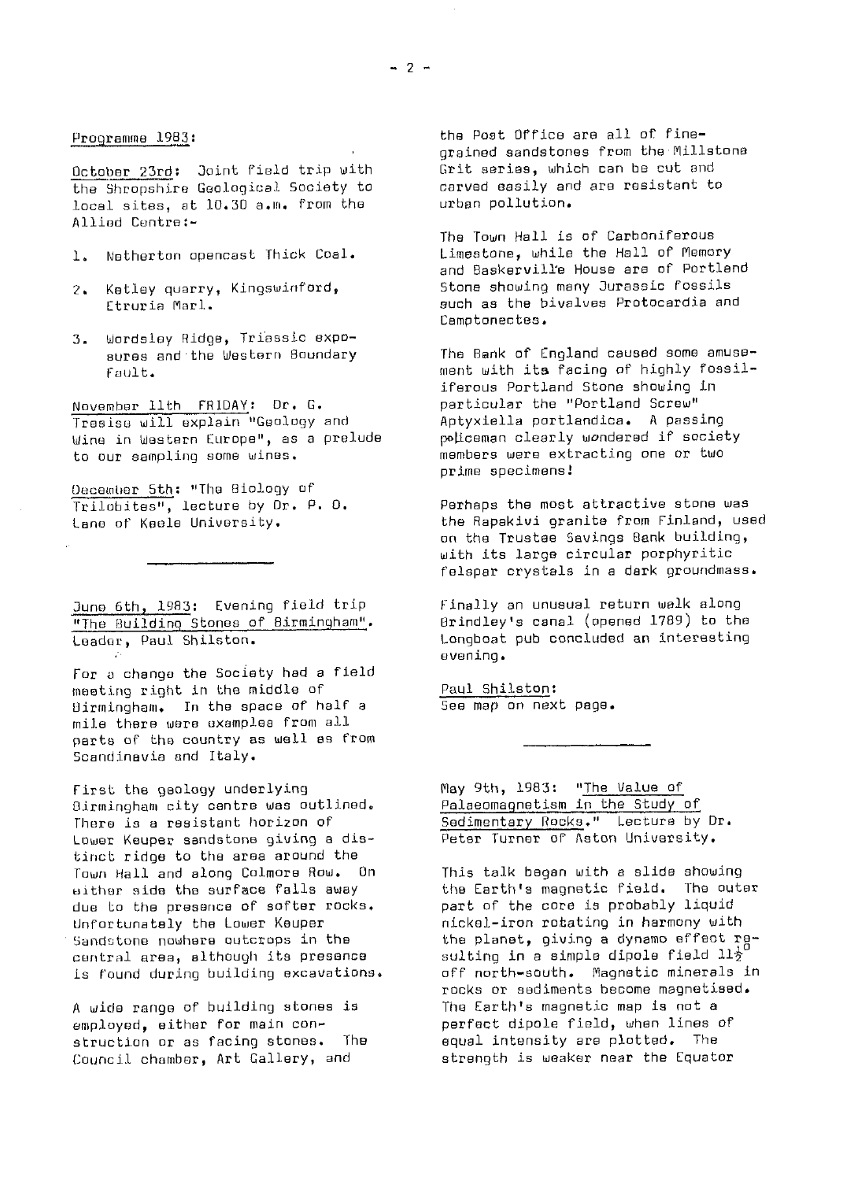Programme 1983:

October 23rd: Joint field trip with the Shropshire Geological Society to local sites, at 10.30 a.m. from the Allied Centre:-

1. Netherton opencast Thick Coal.
2. Ketley quarry, Kingswinford, Etruria Marl.
3. Wordsley Ridge, Triassic exposures and the Western Boundary Fault.

November 11th FRIDAY: Dr. G. Tresise will explain "Geology and Wine in Western Europe", as a prelude to our sampling some wines.

December 5th: "The Biology of Trilobites", lecture by Dr. P. D. Lane of Keele University.

---

June 6th, 1983: Evening field trip "The Building Stones of Birmingham". Leader, Paul Shilston.

For a change the Society had a field meeting right in the middle of Birmingham. In the space of half a mile there were examples from all parts of the country as well as from Scandinavia and Italy.

First the geology underlying Birmingham city centre was outlined. There is a resistant horizon of Lower Keuper sandstone giving a distinct ridge to the area around the Town Hall and along Colmore Row. On either side the surface falls away due to the presence of softer rocks. Unfortunately the Lower Keuper Sandstone nowhere outcrops in the central area, although its presence is found during building excavations.

A wide range of building stones is employed, either for main construction or as facing stones. The Council chamber, Art Gallery, and the Post Office are all of fine-grained sandstones from the Millstone Grit series, which can be cut and carved easily and are resistant to urban pollution.

The Town Hall is of Carboniferous Limestone, while the Hall of Memory and Baskerville House are of Portland Stone showing many Jurassic fossils such as the bivalves Protocardia and Camptonectes.

The Bank of England caused some amusement with its facing of highly fossiliferous Portland Stone showing in particular the "Portland Screw" Aptyxiella portlandica. A passing policeman clearly wondered if society members were extracting one or two prime specimens!

Perhaps the most attractive stone was the Rapakivi granite from Finland, used on the Trustee Savings Bank building, with its large circular porphyritic felspar crystals in a dark groundmass.

Finally an unusual return walk along Brindley's canal (opened 1789) to the Longboat pub concluded an interesting evening.

Paul Shilston:
See map on next page.

---

May 9th, 1983: "The Value of Palaeomagnetism in the Study of Sedimentary Rocks." Lecture by Dr. Peter Turner of Aston University.

This talk began with a slide showing the Earth's magnetic field. The outer part of the core is probably liquid nickel-iron rotating in harmony with the planet, giving a dynamo effect resulting in a simple dipole field $11\frac{1}{2}^{\circ}$ off north-south. Magnetic minerals in rocks or sediments become magnetised. The Earth's magnetic map is not a perfect dipole field, when lines of equal intensity are plotted. The strength is weaker near the Equator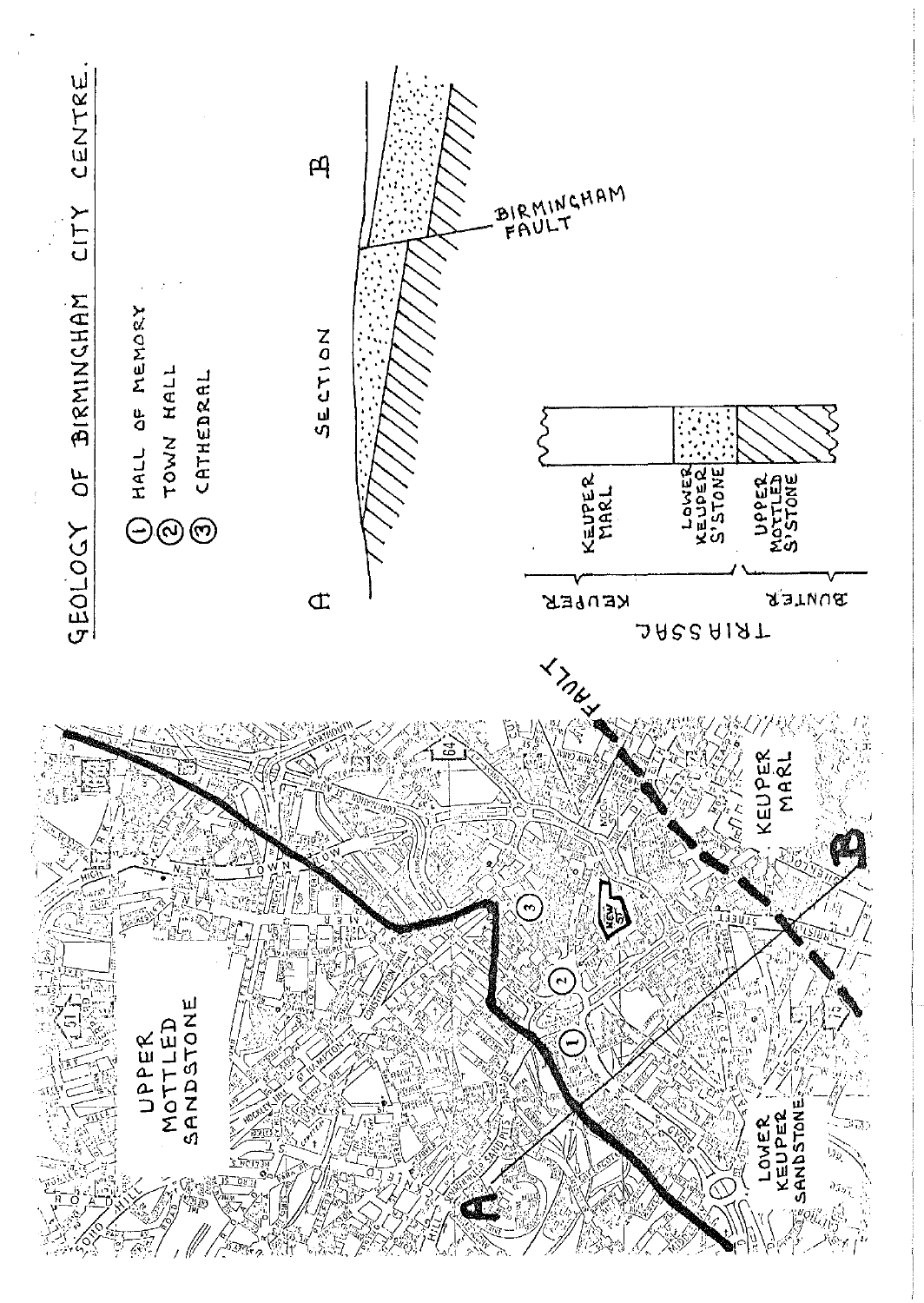# GEOLOGY OF BIRMINGHAM CITY CENTRE.

1. HALL OF MEMORY
2. TOWN HALL
3. CATHEDRAL

SECTION

A — B

BIRMINGHAM FAULT

| | | |
|---|---|---|
| TRIASSIC | KEUPER | KEUPER MARL |
| | | LOWER KEUPER S'STONE |
| | BUNTER | UPPER MOTTLED S'STONE |

UPPER MOTTLED SANDSTONE

LOWER KEUPER SANDSTONE

KEUPER MARL

FAULT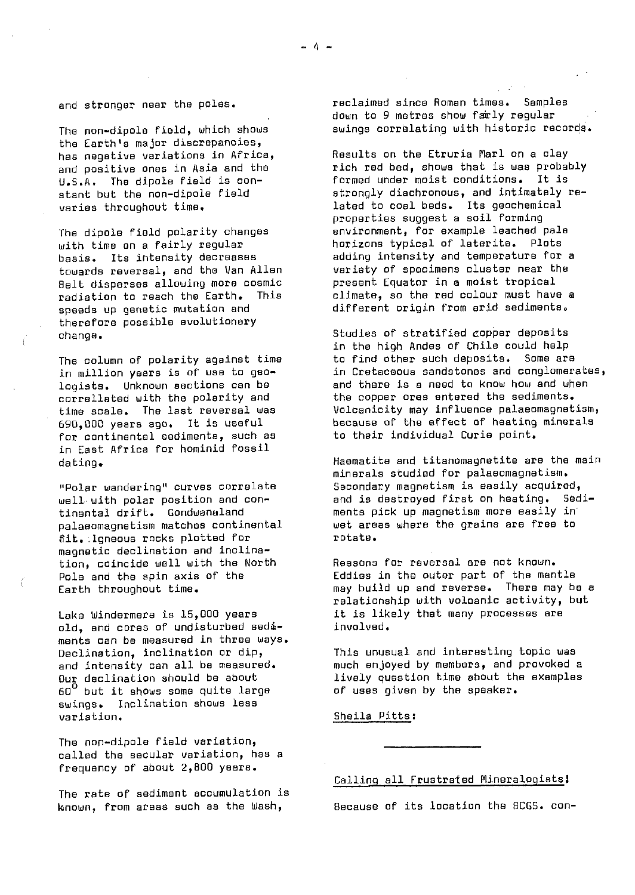and stronger near the poles.

The non-dipole field, which shows the Earth's major discrepancies, has negative variations in Africa, and positive ones in Asia and the U.S.A. The dipole field is constant but the non-dipole field varies throughout time.

The dipole field polarity changes with time on a fairly regular basis. Its intensity decreases towards reversal, and the Van Allen Belt disperses allowing more cosmic radiation to reach the Earth. This speeds up genetic mutation and therefore possible evolutionary change.

The column of polarity against time in million years is of use to geologists. Unknown sections can be correllated with the polarity and time scale. The last reversal was 690,000 years ago. It is useful for continental sediments, such as in East Africa for hominid fossil dating.

"Polar wandering" curves correlate well with polar position and continental drift. Gondwanaland palaeomagnetism matches continental fit. Igneous rocks plotted for magnetic declination and inclination, coincide well with the North Pole and the spin axis of the Earth throughout time.

Lake Windermere is 15,000 years old, and cores of undisturbed sediments can be measured in three ways. Declination, inclination or dip, and intensity can all be measured. Our declination should be about $60^{\circ}$ but it shows some quite large swings. Inclination shows less variation.

The non-dipole field variation, called the secular variation, has a frequency of about 2,800 years.

The rate of sediment accumulation is known, from areas such as the Wash, reclaimed since Roman times. Samples down to 9 metres show fairly regular swings correlating with historic records.

Results on the Etruria Marl on a clay rich red bed, shows that is was probably formed under moist conditions. It is strongly diachronous, and intimately related to coal beds. Its geochemical properties suggest a soil forming environment, for example leached pale horizons typical of laterite. Plots adding intensity and temperature for a variety of specimens cluster near the present Equator in a moist tropical climate, so the red colour must have a different origin from arid sediments.

Studies of stratified copper deposits in the high Andes of Chile could help to find other such deposits. Some are in Cretaceous sandstones and conglomerates, and there is a need to know how and when the copper ores entered the sediments. Volcanicity may influence palaeomagnetism, because of the effect of heating minerals to their individual Curie point.

Haematite and titanomagnetite are the main minerals studied for palaeomagnetism. Secondary magnetism is easily acquired, and is destroyed first on heating. Sediments pick up magnetism more easily in wet areas where the grains are free to rotate.

Reasons for reversal are not known. Eddies in the outer part of the mantle may build up and reverse. There may be a relationship with volcanic activity, but it is likely that many processes are involved.

This unusual and interesting topic was much enjoyed by members, and provoked a lively question time about the examples of uses given by the speaker.

Sheila Pitts:

---

## Calling all Frustrated Mineralogists!

Because of its location the BCGS. con-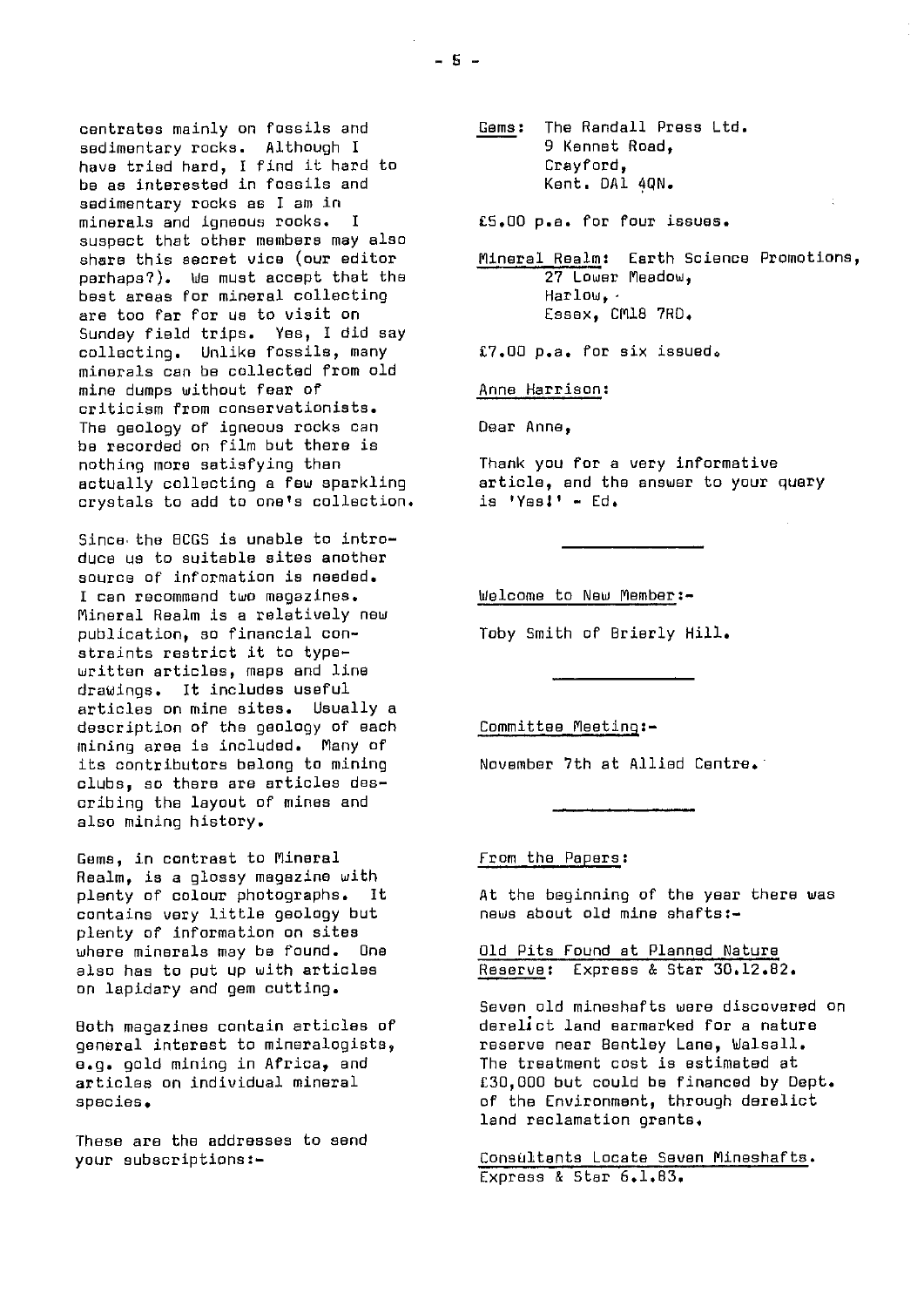centrates mainly on fossils and sedimentary rocks. Although I have tried hard, I find it hard to be as interested in fossils and sedimentary rocks as I am in minerals and igneous rocks. I suspect that other members may also share this secret vice (our editor perhaps?). We must accept that the best areas for mineral collecting are too far for us to visit on Sunday field trips. Yes, I did say collecting. Unlike fossils, many minerals can be collected from old mine dumps without fear of criticism from conservationists. The geology of igneous rocks can be recorded on film but there is nothing more satisfying than actually collecting a few sparkling crystals to add to one's collection.

Since the BCGS is unable to introduce us to suitable sites another source of information is needed. I can recommend two magazines. Mineral Realm is a relatively new publication, so financial constraints restrict it to typewritten articles, maps and line drawings. It includes useful articles on mine sites. Usually a description of the geology of each mining area is included. Many of its contributors belong to mining clubs, so there are articles describing the layout of mines and also mining history.

Gems, in contrast to Mineral Realm, is a glossy magazine with plenty of colour photographs. It contains very little geology but plenty of information on sites where minerals may be found. One also has to put up with articles on lapidary and gem cutting.

Both magazines contain articles of general interest to mineralogists, e.g. gold mining in Africa, and articles on individual mineral species.

These are the addresses to send your subscriptions:-

<u>Gems:</u> The Randall Press Ltd.
9 Kennet Road,
Crayford,
Kent. DA1 4QN.

£5.00 p.a. for four issues.

<u>Mineral Realm:</u> Earth Science Promotions,
27 Lower Meadow,
Harlow,
Essex, CM18 7RD.

£7.00 p.a. for six issued.

<u>Anne Harrison:</u>

Dear Anne,

Thank you for a very informative article, and the answer to your query is 'Yes!' - Ed.

---

<u>Welcome to New Member:-</u>

Toby Smith of Brierly Hill.

---

<u>Committee Meeting:-</u>

November 7th at Allied Centre.

---

<u>From the Papers:</u>

At the beginning of the year there was news about old mine shafts:-

<u>Old Pits Found at Planned Nature Reserve:</u> Express & Star 30.12.82.

Seven old mineshafts were discovered on derelict land earmarked for a nature reserve near Bentley Lane, Walsall. The treatment cost is estimated at £30,000 but could be financed by Dept. of the Environment, through derelict land reclamation grants.

<u>Consultants Locate Seven Mineshafts.</u> Express & Star 6.1.83.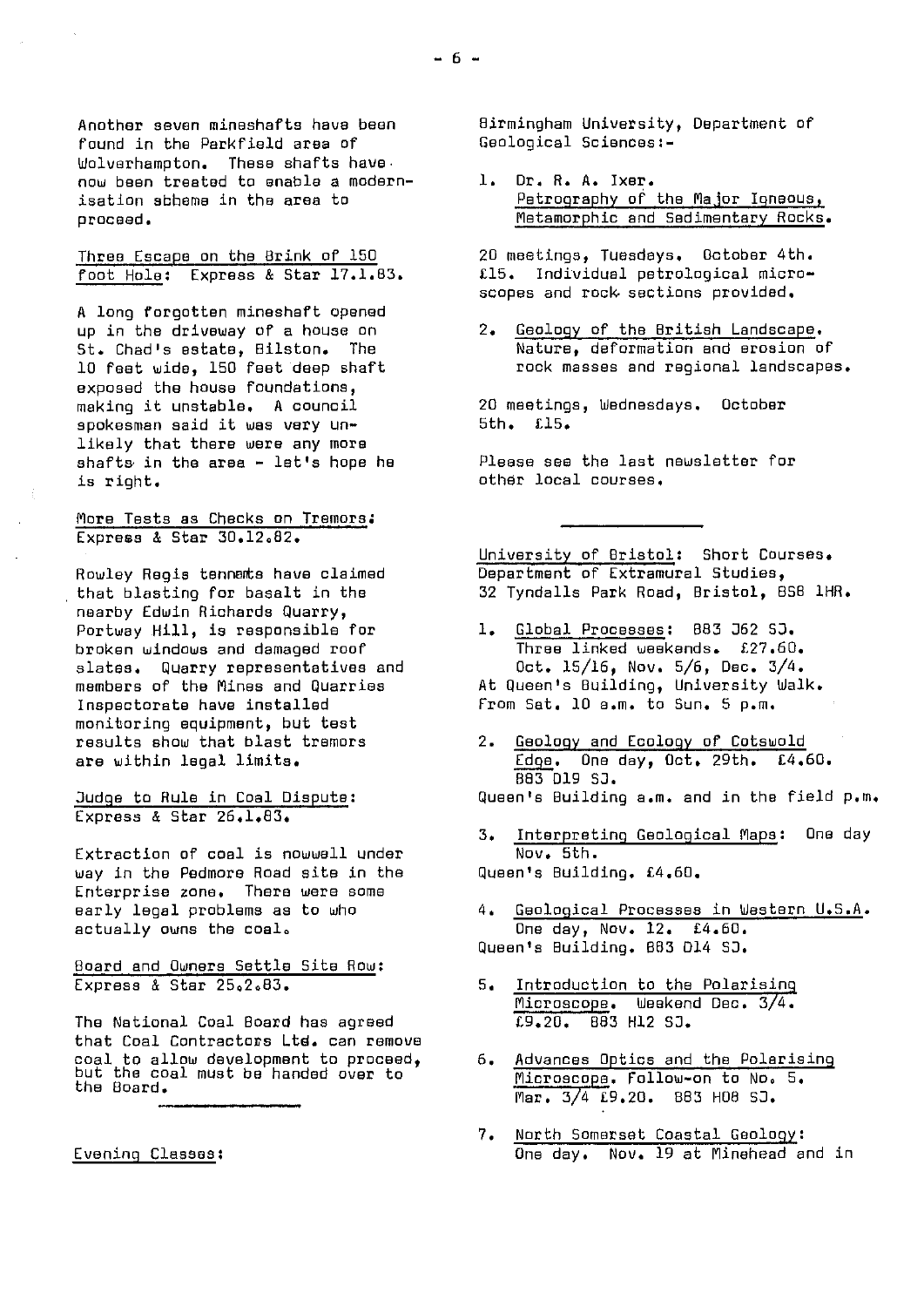Another seven mineshafts have been found in the Parkfield area of Wolverhampton. These shafts have now been treated to enable a modernisation sbheme in the area to proceed.

Three Escape on the Brink of 150 foot Hole: Express & Star 17.1.83.

A long forgotten mineshaft opened up in the driveway of a house on St. Chad's estate, Bilston. The 10 feet wide, 150 feet deep shaft exposed the house foundations, making it unstable. A council spokesman said it was very unlikely that there were any more shafts in the area - let's hope he is right.

More Tests as Checks on Tremors: Express & Star 30.12.82.

Rowley Regis tennants have claimed that blasting for basalt in the nearby Edwin Richards Quarry, Portway Hill, is responsible for broken windows and damaged roof slates. Quarry representatives and members of the Mines and Quarries Inspectorate have installed monitoring equipment, but test results show that blast tremors are within legal limits.

Judge to Rule in Coal Dispute: Express & Star 26.1.83.

Extraction of coal is nowwell under way in the Pedmore Road site in the Enterprise zone. There were some early legal problems as to who actually owns the coal.

Board and Owners Settle Site Row: Express & Star 25.2.83.

The National Coal Board has agreed that Coal Contractors Ltd. can remove coal to allow development to proceed, but the coal must be handed over to the Board.

---

Evening Classes:

Birmingham University, Department of Geological Sciences:-

1. Dr. R. A. Ixer. Petrography of the Major Igneous, Metamorphic and Sedimentary Rocks.

20 meetings, Tuesdays. October 4th. £15. Individual petrological microscopes and rock sections provided.

2. Geology of the British Landscape. Nature, deformation and erosion of rock masses and regional landscapes.

20 meetings, Wednesdays. October 5th. £15.

Please see the last newsletter for other local courses.

---

University of Bristol: Short Courses. Department of Extramural Studies, 32 Tyndalls Park Road, Bristol, BS8 1HR.

1. Global Processes: B83 J62 SJ. Three linked weekends. £27.60. Oct. 15/16, Nov. 5/6, Dec. 3/4.

At Queen's Building, University Walk. From Sat. 10 a.m. to Sun. 5 p.m.

2. Geology and Ecology of Cotswold Edge. One day, Oct. 29th. £4.60. B83 D19 SJ.

Queen's Building a.m. and in the field p.m.

3. Interpreting Geological Maps: One day Nov. 5th.

Queen's Building. £4.60.

4. Geological Processes in Western U.S.A. One day, Nov. 12. £4.60.

Queen's Building. B83 D14 SJ.

5. Introduction to the Polarising Microscope. Weekend Dec. 3/4. £9.20. B83 H12 SJ.

6. Advances Optics and the Polarising Microscope. Follow-on to No. 5. Mar. 3/4 £9.20. B83 H08 SJ.

7. North Somerset Coastal Geology: One day. Nov. 19 at Minehead and in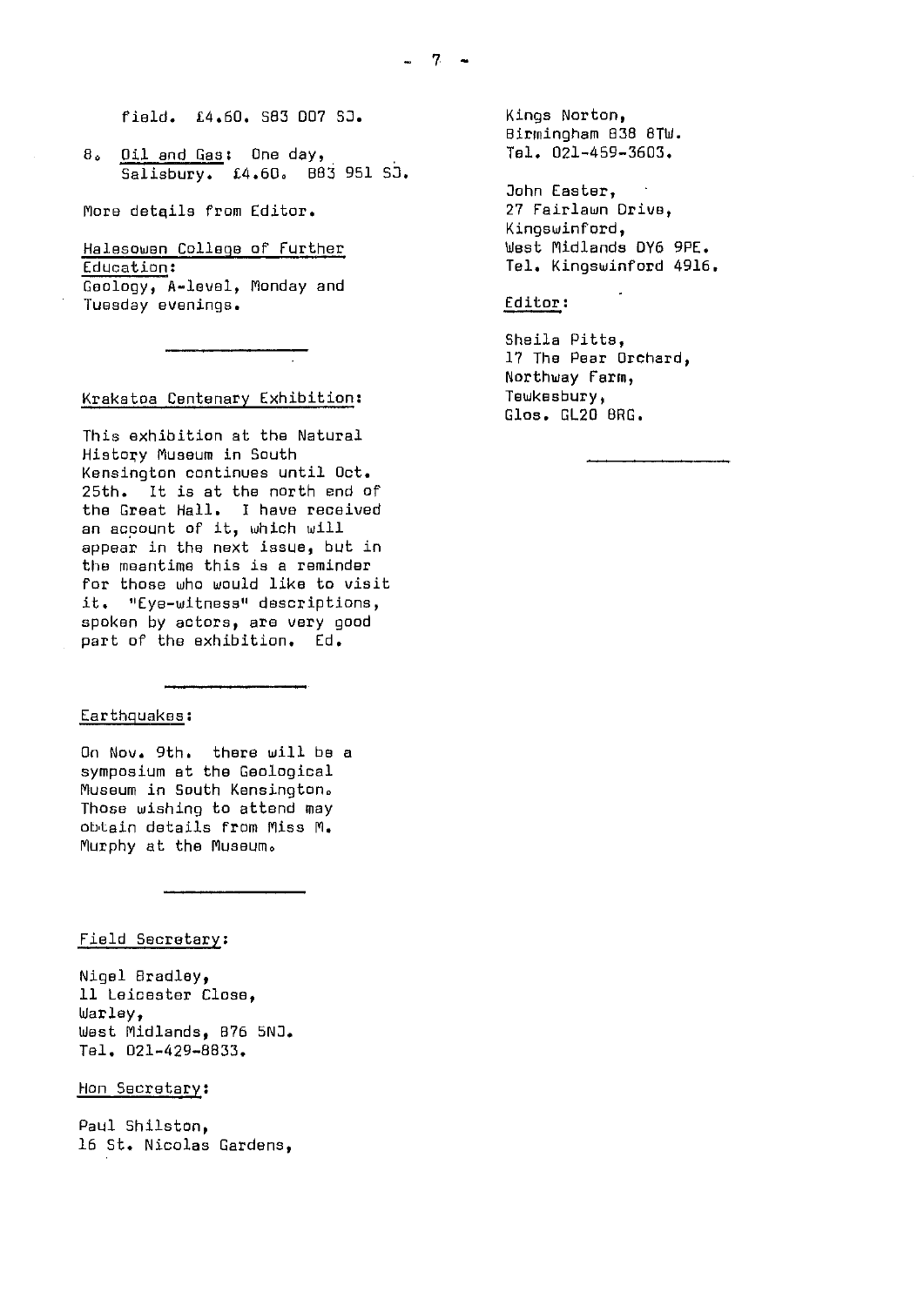field. £4.60. SB3 DO7 SJ.

8. <u>Oil and Gas</u>: One day, Salisbury. £4.60. BB3 951 SJ.

More details from Editor.

<u>Halesowen College of Further Education</u>:
Geology, A-level, Monday and Tuesday evenings.

---

<u>Krakatoa Centenary Exhibition</u>:

This exhibition at the Natural History Museum in South Kensington continues until Oct. 25th. It is at the north end of the Great Hall. I have received an account of it, which will appear in the next issue, but in the meantime this is a reminder for those who would like to visit it. "Eye-witness" descriptions, spoken by actors, are very good part of the exhibition. Ed.

---

<u>Earthquakes</u>:

On Nov. 9th. there will be a symposium at the Geological Museum in South Kensington. Those wishing to attend may obtain details from Miss M. Murphy at the Museum.

---

<u>Field Secretary</u>:

Nigel Bradley,
11 Leicester Close,
Warley,
West Midlands, B76 5NJ.
Tel. 021-429-8833.

<u>Hon Secretary</u>:

Paul Shilston,
16 St. Nicolas Gardens,
Kings Norton,
Birmingham B38 8TW.
Tel. 021-459-3603.

John Easter,
27 Fairlawn Drive,
Kingswinford,
West Midlands DY6 9PE.
Tel. Kingswinford 4916.

<u>Editor</u>:

Sheila Pitts,
17 The Pear Orchard,
Northway Farm,
Tewkesbury,
Glos. GL20 8RG.

---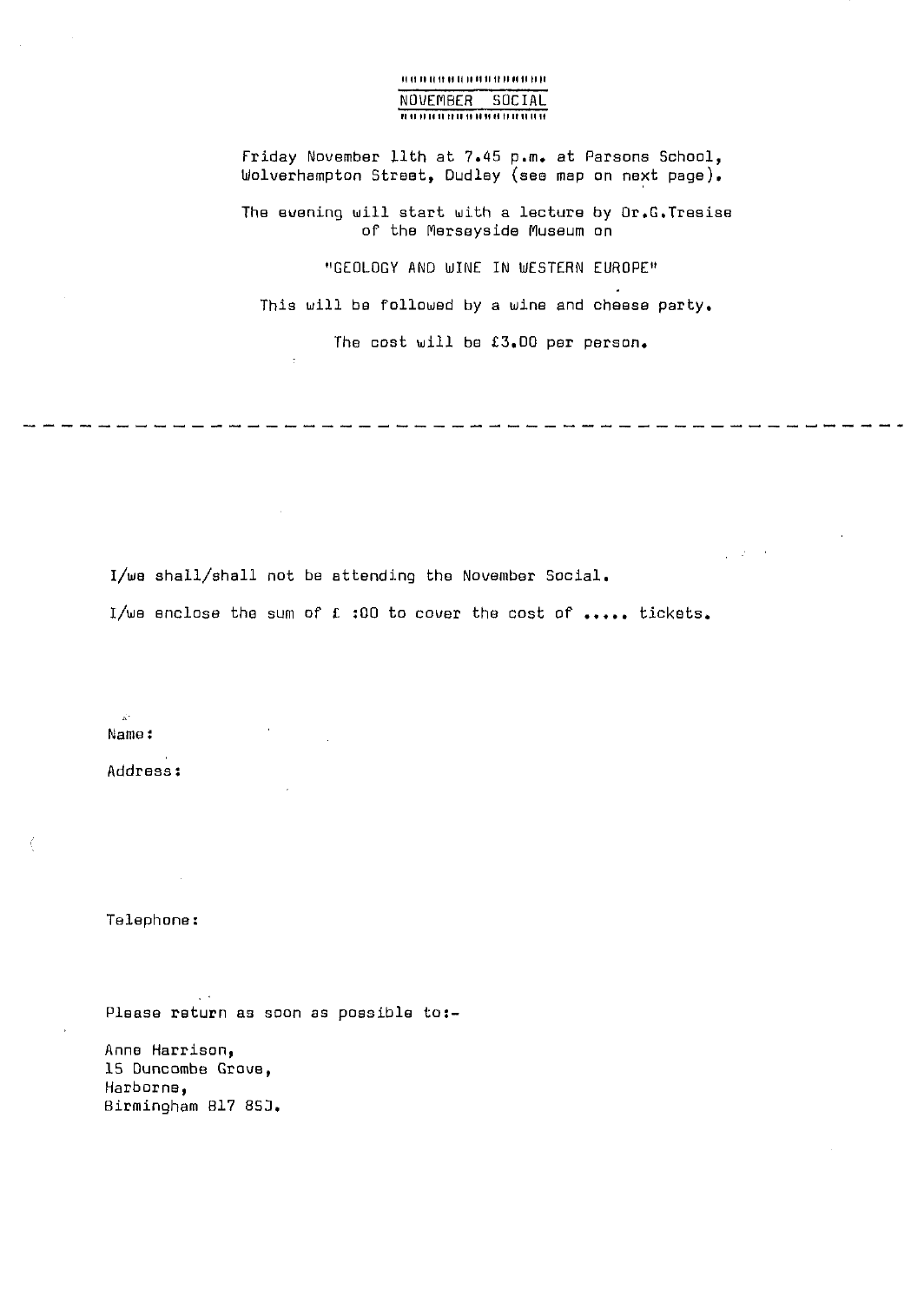## NOVEMBER SOCIAL

Friday November 11th at 7.45 p.m. at Parsons School, Wolverhampton Street, Dudley (see map on next page).

The evening will start with a lecture by Dr.G.Tresise of the Merseyside Museum on

"GEOLOGY AND WINE IN WESTERN EUROPE"

This will be followed by a wine and cheese party.

The cost will be £3.00 per person.

---

I/we shall/shall not be attending the November Social.

I/we enclose the sum of £ :00 to cover the cost of ..... tickets.

Name:

Address:

Telephone:

Please return as soon as possible to:-

Anne Harrison,
15 Duncombe Grove,
Harborne,
Birmingham B17 8SJ.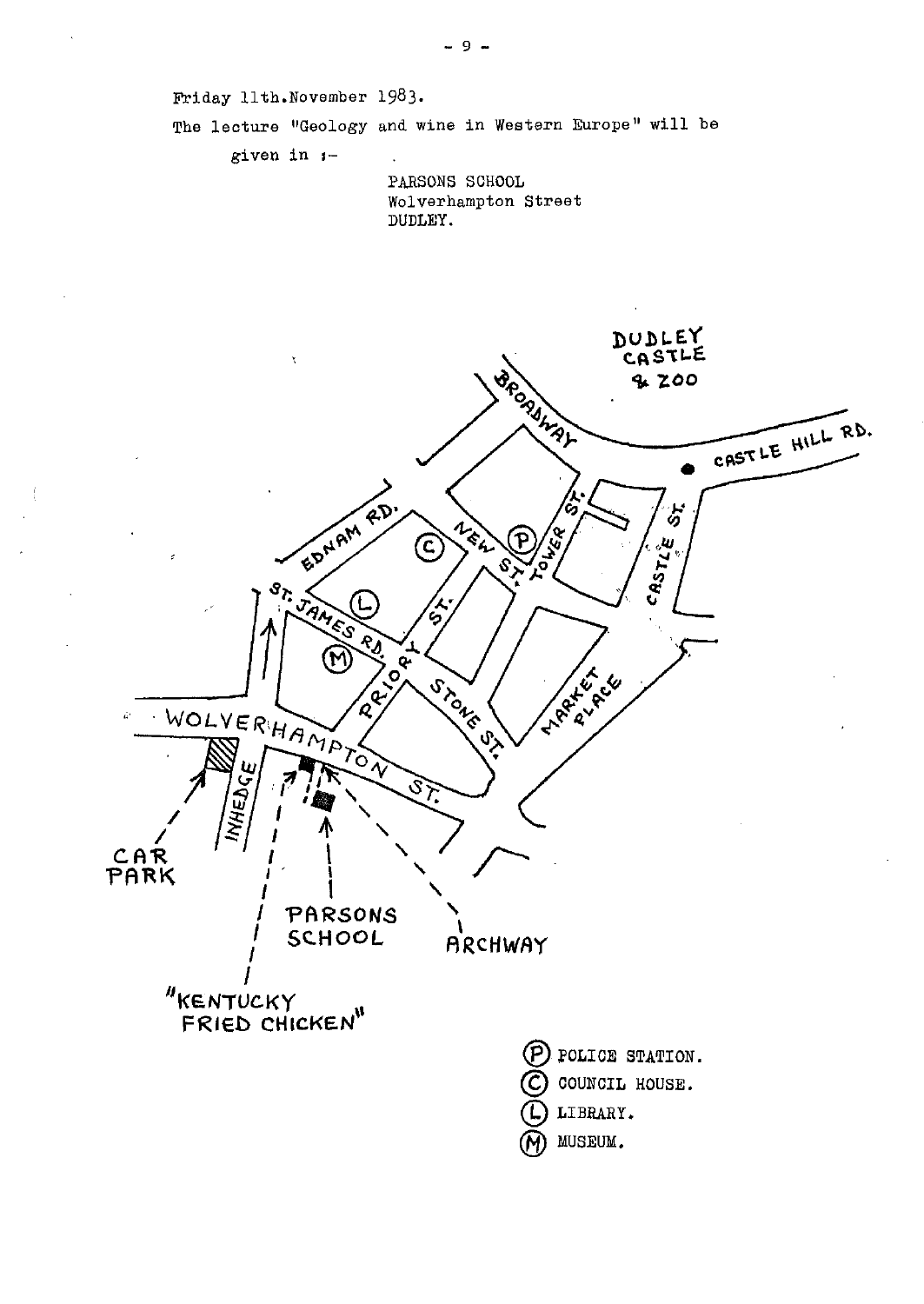Friday 11th.November 1983.

The lecture "Geology and wine in Western Europe" will be given in :-

PARSONS SCHOOL
Wolverhampton Street
DUDLEY.

DUDLEY CASTLE & ZOO

BROADWAY

CASTLE HILL RD.

EDNAM RD.

NEW ST.

TOWER ST.

CASTLE ST.

ST. JAMES RD.

PRIORY ST.

STONE ST.

MARKET PLACE

WOLVERHAMPTON ST.

INHEDGE

CAR PARK

PARSONS SCHOOL

ARCHWAY

"KENTUCKY FRIED CHICKEN"

(P) POLICE STATION.
(C) COUNCIL HOUSE.
(L) LIBRARY.
(M) MUSEUM.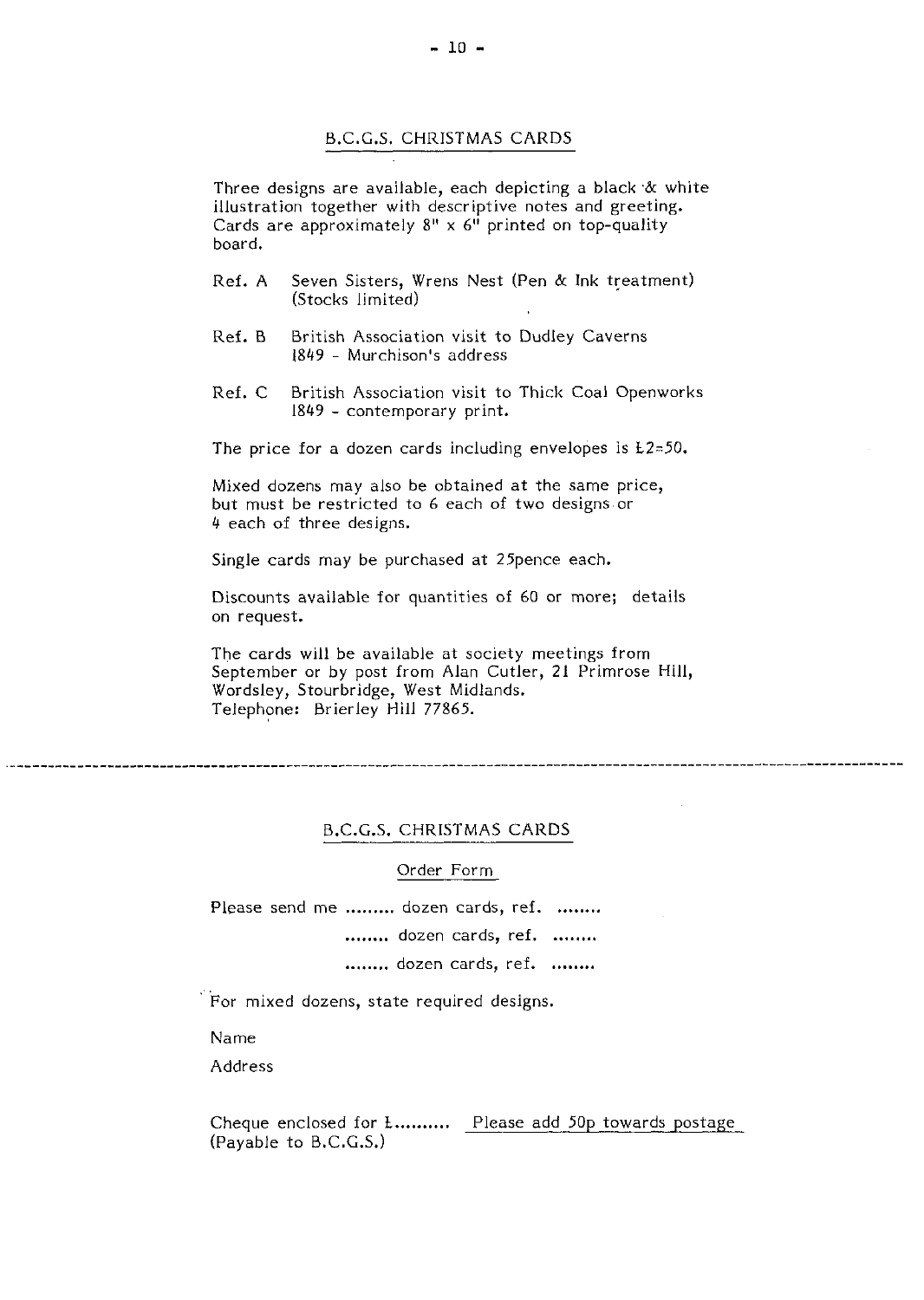## B.C.G.S. CHRISTMAS CARDS

Three designs are available, each depicting a black & white illustration together with descriptive notes and greeting. Cards are approximately 8" x 6" printed on top-quality board.

Ref. A Seven Sisters, Wrens Nest (Pen & Ink treatment) (Stocks limited)

Ref. B British Association visit to Dudley Caverns 1849 - Murchison's address

Ref. C British Association visit to Thick Coal Openworks 1849 - contemporary print.

The price for a dozen cards including envelopes is £2=50.

Mixed dozens may also be obtained at the same price, but must be restricted to 6 each of two designs or 4 each of three designs.

Single cards may be purchased at 25pence each.

Discounts available for quantities of 60 or more; details on request.

The cards will be available at society meetings from September or by post from Alan Cutler, 21 Primrose Hill, Wordsley, Stourbridge, West Midlands.
Telephone: Brierley Hill 77865.

---

## B.C.G.S. CHRISTMAS CARDS

Order Form

Please send me ......... dozen cards, ref. ........

........ dozen cards, ref. ........

........ dozen cards, ref. ........

For mixed dozens, state required designs.

Name

Address

Cheque enclosed for £.......... Please add 50p towards postage
(Payable to B.C.G.S.)